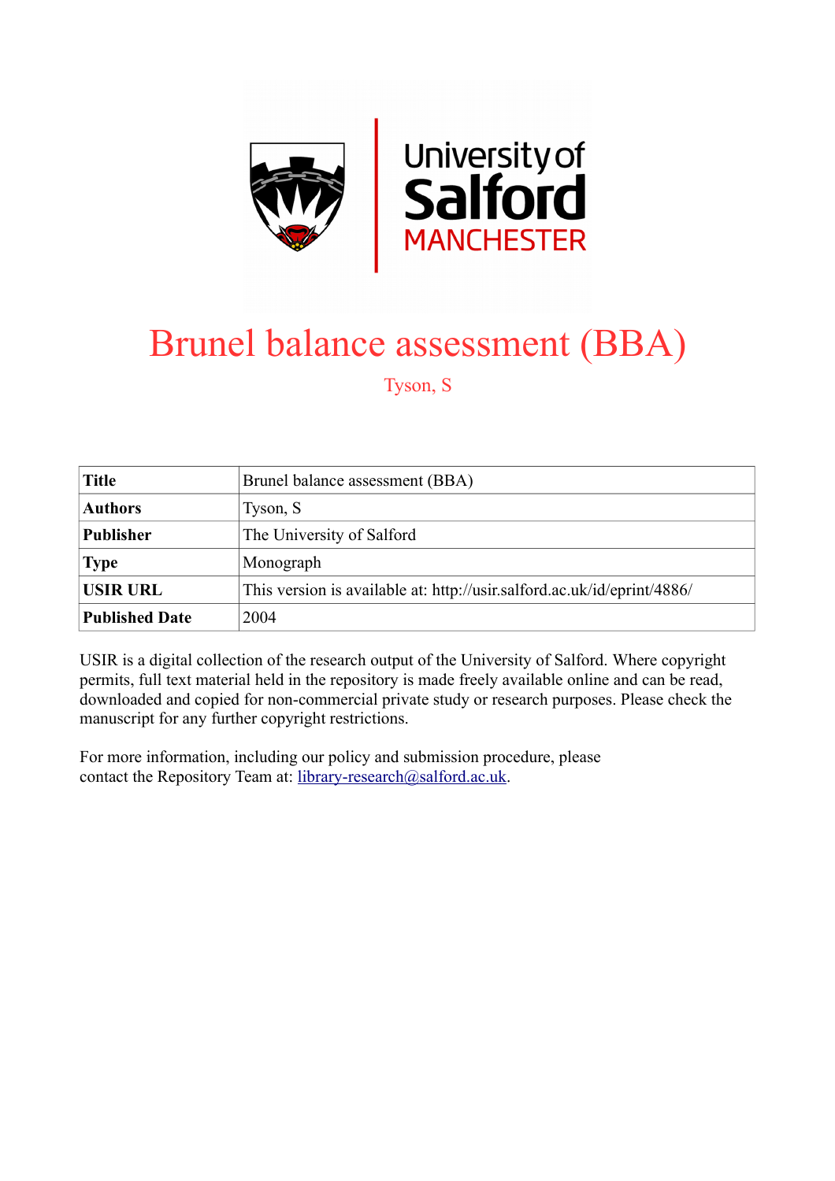# Brunel balance assessment (BBA)

Tyson, S

| **Title** | Brunel balance assessment (BBA) |
|---|---|
| **Authors** | Tyson, S |
| **Publisher** | The University of Salford |
| **Type** | Monograph |
| **USIR URL** | This version is available at: http://usir.salford.ac.uk/id/eprint/4886/ |
| **Published Date** | 2004 |

USIR is a digital collection of the research output of the University of Salford. Where copyright permits, full text material held in the repository is made freely available online and can be read, downloaded and copied for non-commercial private study or research purposes. Please check the manuscript for any further copyright restrictions.

For more information, including our policy and submission procedure, please contact the Repository Team at: library-research@salford.ac.uk.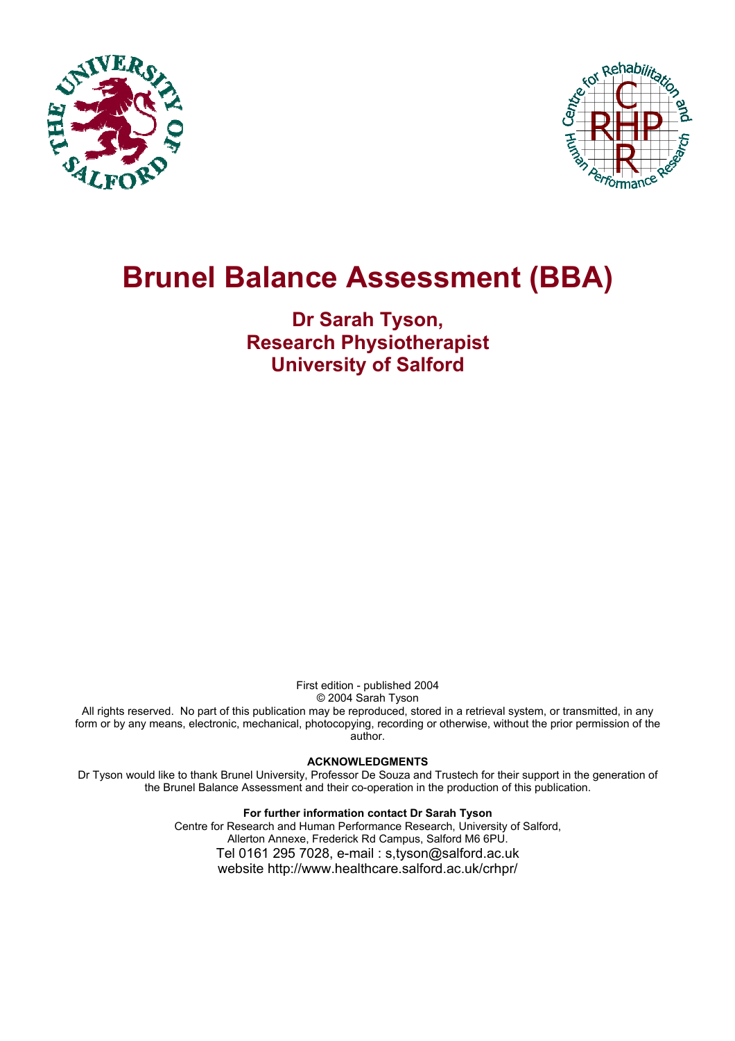# Brunel Balance Assessment (BBA)

**Dr Sarah Tyson,**
**Research Physiotherapist**
**University of Salford**

First edition - published 2004
© 2004 Sarah Tyson
All rights reserved. No part of this publication may be reproduced, stored in a retrieval system, or transmitted, in any form or by any means, electronic, mechanical, photocopying, recording or otherwise, without the prior permission of the author.

**ACKNOWLEDGMENTS**

Dr Tyson would like to thank Brunel University, Professor De Souza and Trustech for their support in the generation of the Brunel Balance Assessment and their co-operation in the production of this publication.

**For further information contact Dr Sarah Tyson**
Centre for Research and Human Performance Research, University of Salford,
Allerton Annexe, Frederick Rd Campus, Salford M6 6PU.
Tel 0161 295 7028, e-mail : s,tyson@salford.ac.uk
website http://www.healthcare.salford.ac.uk/crhpr/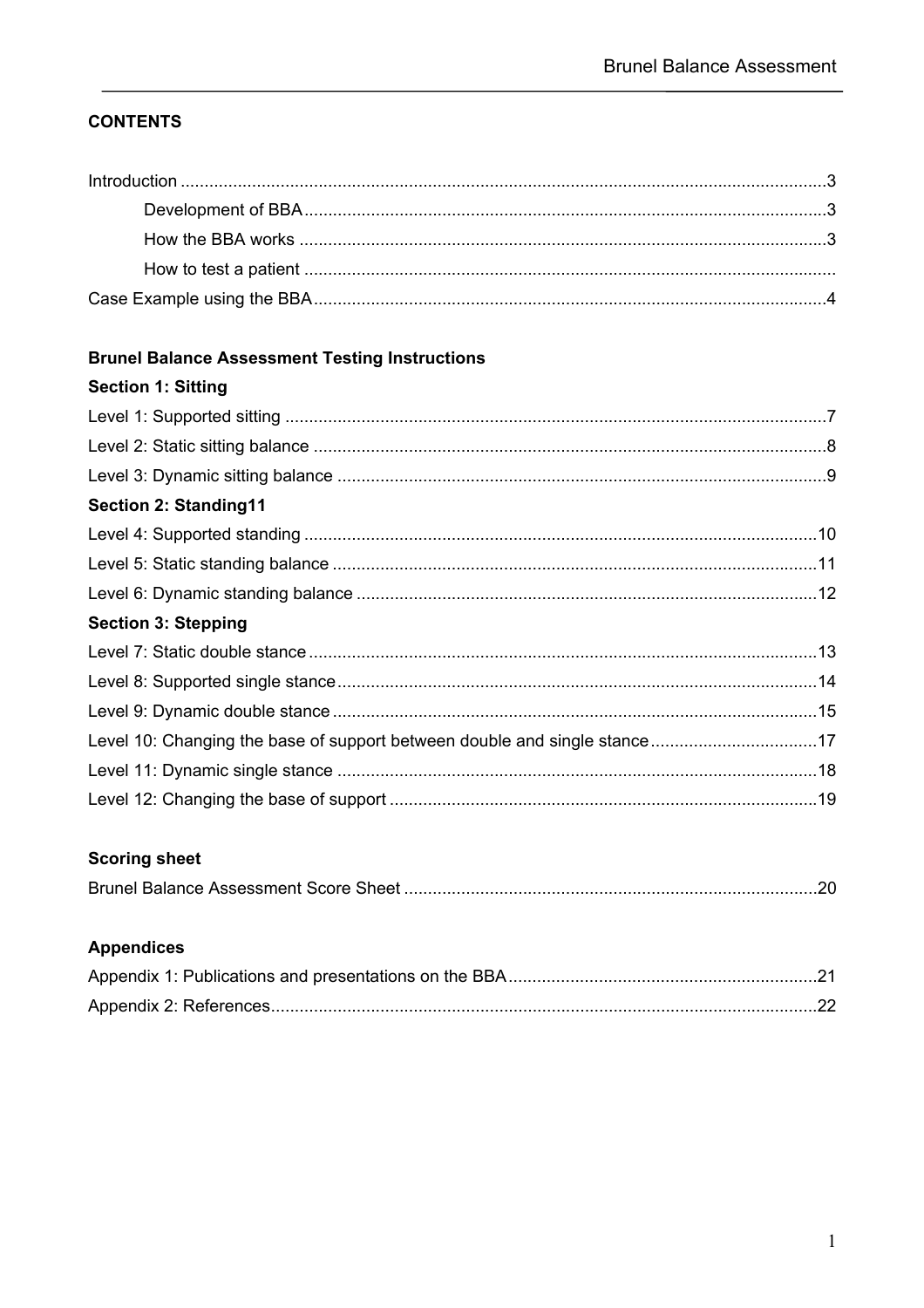## CONTENTS

Introduction ........................................................................................................................3

- Development of BBA ..........................................................................................3
- How the BBA works ...........................................................................................3
- How to test a patient ...........................................................................................

Case Example using the BBA ..............................................................................................4

### Brunel Balance Assessment Testing Instructions

**Section 1: Sitting**

Level 1: Supported sitting .....................................................................................................7

Level 2: Static sitting balance ................................................................................................8

Level 3: Dynamic sitting balance ...........................................................................................9

**Section 2: Standing11**

Level 4: Supported standing ................................................................................................10

Level 5: Static standing balance ...........................................................................................11

Level 6: Dynamic standing balance ......................................................................................12

**Section 3: Stepping**

Level 7: Static double stance ................................................................................................13

Level 8: Supported single stance ..........................................................................................14

Level 9: Dynamic double stance ...........................................................................................15

Level 10: Changing the base of support between double and single stance ........................17

Level 11: Dynamic single stance ..........................................................................................18

Level 12: Changing the base of support ...............................................................................19

### Scoring sheet

Brunel Balance Assessment Score Sheet ..............................................................................20

### Appendices

Appendix 1: Publications and presentations on the BBA ......................................................21

Appendix 2: References........................................................................................................22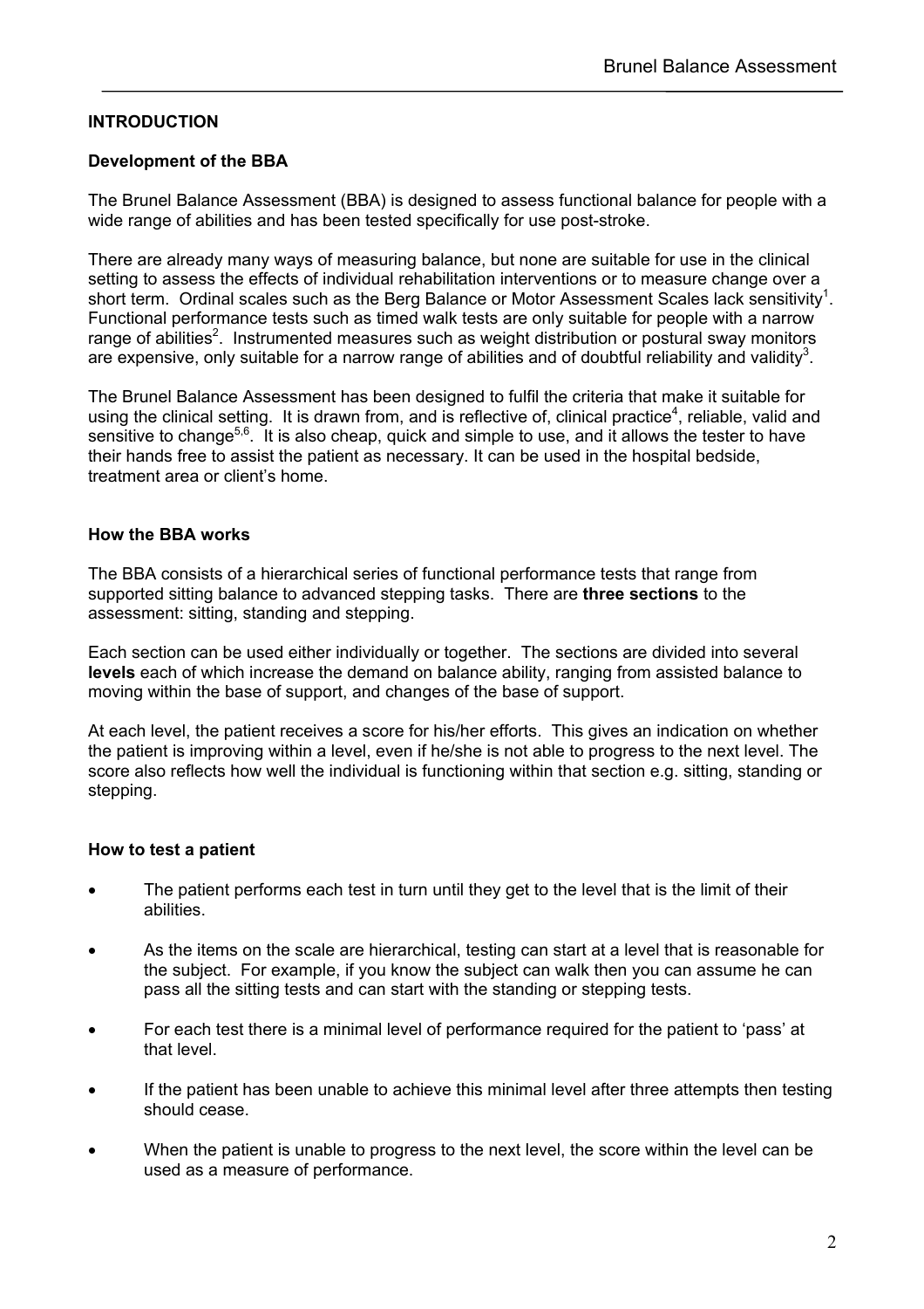# INTRODUCTION

## Development of the BBA

The Brunel Balance Assessment (BBA) is designed to assess functional balance for people with a wide range of abilities and has been tested specifically for use post-stroke.

There are already many ways of measuring balance, but none are suitable for use in the clinical setting to assess the effects of individual rehabilitation interventions or to measure change over a short term. Ordinal scales such as the Berg Balance or Motor Assessment Scales lack sensitivity[1]. Functional performance tests such as timed walk tests are only suitable for people with a narrow range of abilities[2]. Instrumented measures such as weight distribution or postural sway monitors are expensive, only suitable for a narrow range of abilities and of doubtful reliability and validity[3].

The Brunel Balance Assessment has been designed to fulfil the criteria that make it suitable for using the clinical setting. It is drawn from, and is reflective of, clinical practice[4], reliable, valid and sensitive to change[5,6]. It is also cheap, quick and simple to use, and it allows the tester to have their hands free to assist the patient as necessary. It can be used in the hospital bedside, treatment area or client's home.

## How the BBA works

The BBA consists of a hierarchical series of functional performance tests that range from supported sitting balance to advanced stepping tasks. There are **three sections** to the assessment: sitting, standing and stepping.

Each section can be used either individually or together. The sections are divided into several **levels** each of which increase the demand on balance ability, ranging from assisted balance to moving within the base of support, and changes of the base of support.

At each level, the patient receives a score for his/her efforts. This gives an indication on whether the patient is improving within a level, even if he/she is not able to progress to the next level. The score also reflects how well the individual is functioning within that section e.g. sitting, standing or stepping.

## How to test a patient

- The patient performs each test in turn until they get to the level that is the limit of their abilities.
- As the items on the scale are hierarchical, testing can start at a level that is reasonable for the subject. For example, if you know the subject can walk then you can assume he can pass all the sitting tests and can start with the standing or stepping tests.
- For each test there is a minimal level of performance required for the patient to 'pass' at that level.
- If the patient has been unable to achieve this minimal level after three attempts then testing should cease.
- When the patient is unable to progress to the next level, the score within the level can be used as a measure of performance.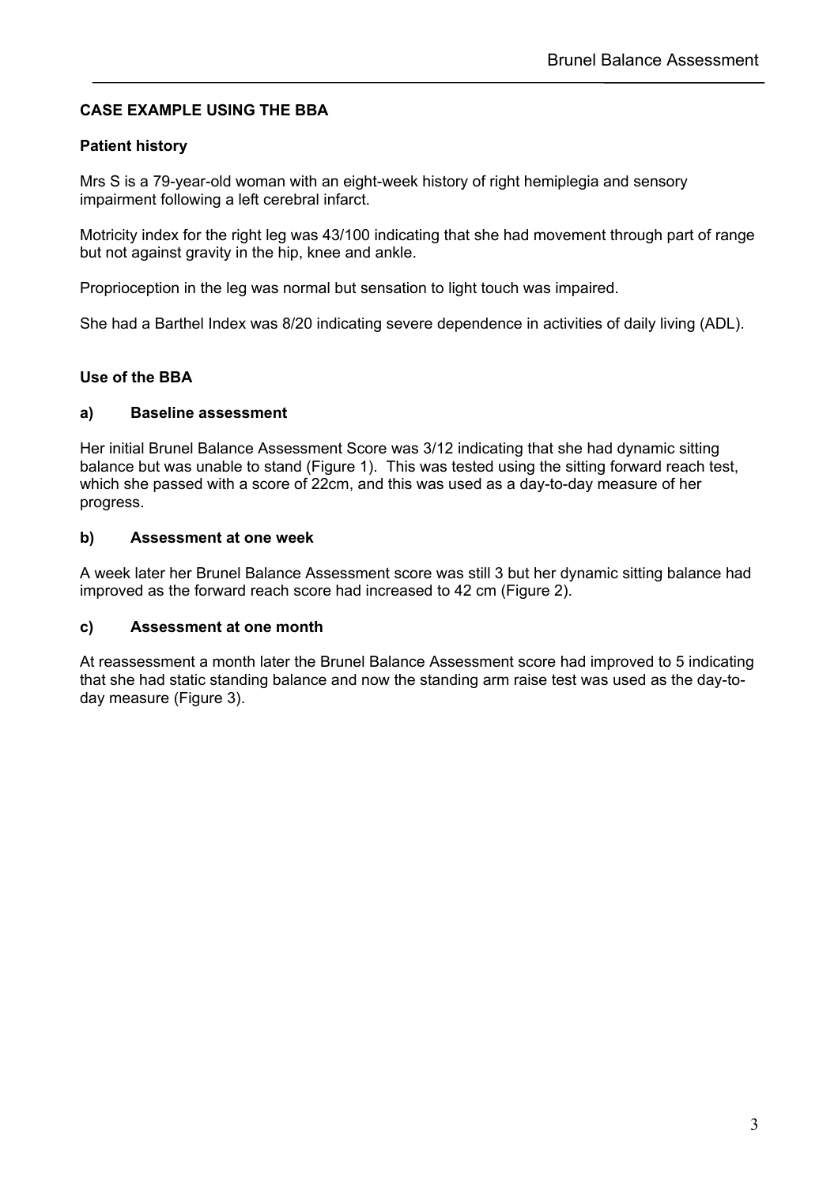## CASE EXAMPLE USING THE BBA

### Patient history

Mrs S is a 79-year-old woman with an eight-week history of right hemiplegia and sensory impairment following a left cerebral infarct.

Motricity index for the right leg was 43/100 indicating that she had movement through part of range but not against gravity in the hip, knee and ankle.

Proprioception in the leg was normal but sensation to light touch was impaired.

She had a Barthel Index was 8/20 indicating severe dependence in activities of daily living (ADL).

### Use of the BBA

#### a) Baseline assessment

Her initial Brunel Balance Assessment Score was 3/12 indicating that she had dynamic sitting balance but was unable to stand (Figure 1). This was tested using the sitting forward reach test, which she passed with a score of 22cm, and this was used as a day-to-day measure of her progress.

#### b) Assessment at one week

A week later her Brunel Balance Assessment score was still 3 but her dynamic sitting balance had improved as the forward reach score had increased to 42 cm (Figure 2).

#### c) Assessment at one month

At reassessment a month later the Brunel Balance Assessment score had improved to 5 indicating that she had static standing balance and now the standing arm raise test was used as the day-to-day measure (Figure 3).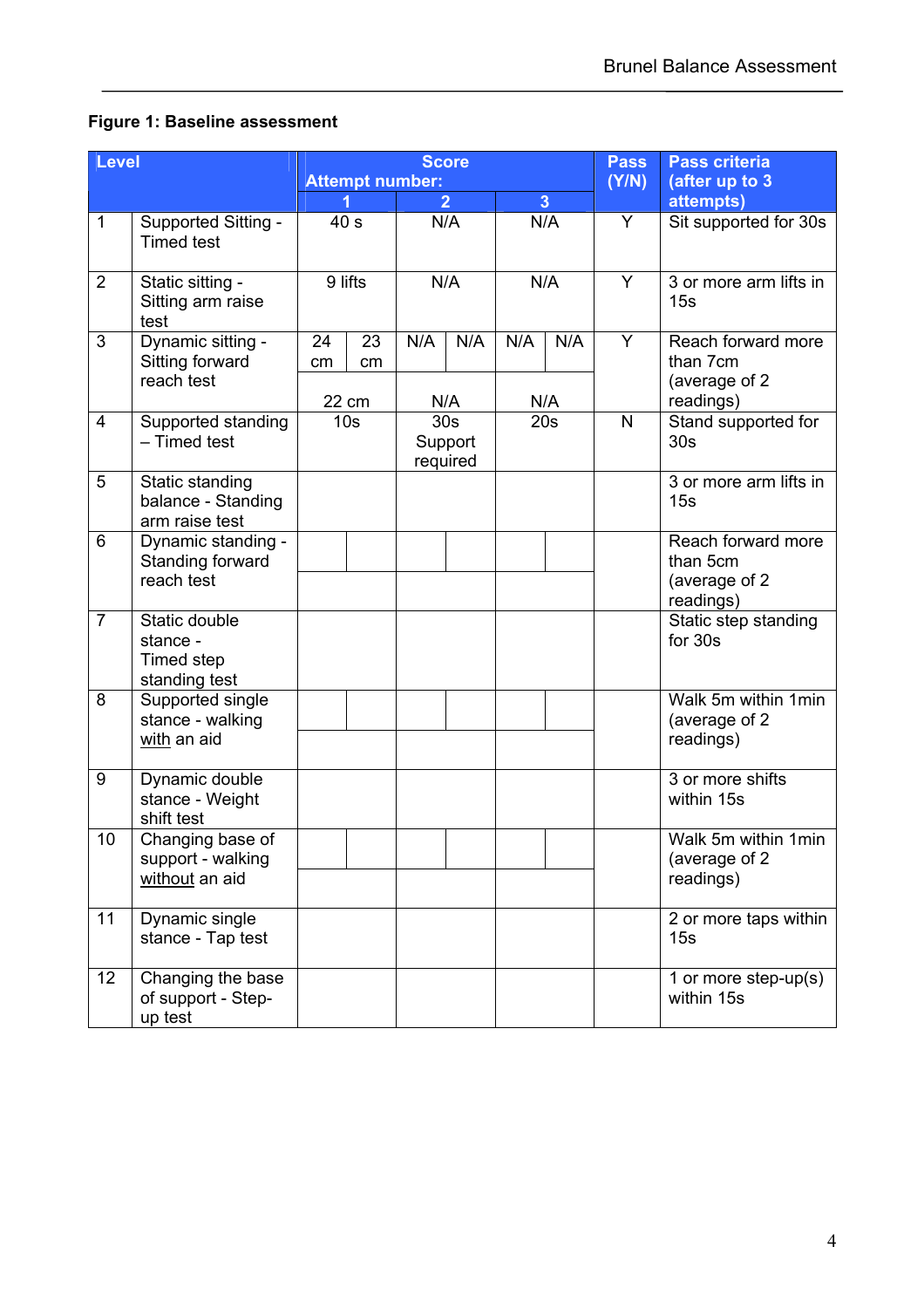**Figure 1: Baseline assessment**

| Level | | Score Attempt number: 1 | | 2 | | 3 | | Pass (Y/N) | Pass criteria (after up to 3 attempts) |
|---|---|---|---|---|---|---|---|---|---|
| 1 | Supported Sitting - Timed test | 40 s | | N/A | | N/A | | Y | Sit supported for 30s |
| 2 | Static sitting - Sitting arm raise test | 9 lifts | | N/A | | N/A | | Y | 3 or more arm lifts in 15s |
| 3 | Dynamic sitting - Sitting forward reach test | 24 cm | 23 cm | N/A | N/A | N/A | N/A | Y | Reach forward more than 7cm (average of 2 readings) |
| | | 22 cm | | N/A | | N/A | | | |
| 4 | Supported standing – Timed test | 10s | | 30s Support required | | 20s | | N | Stand supported for 30s |
| 5 | Static standing balance - Standing arm raise test | | | | | | | | 3 or more arm lifts in 15s |
| 6 | Dynamic standing - Standing forward reach test | | | | | | | | Reach forward more than 5cm (average of 2 readings) |
| | | | | | | | | | |
| 7 | Static double stance - Timed step standing test | | | | | | | | Static step standing for 30s |
| 8 | Supported single stance - walking with an aid | | | | | | | | Walk 5m within 1min (average of 2 readings) |
| | | | | | | | | | |
| 9 | Dynamic double stance - Weight shift test | | | | | | | | 3 or more shifts within 15s |
| 10 | Changing base of support - walking without an aid | | | | | | | | Walk 5m within 1min (average of 2 readings) |
| | | | | | | | | | |
| 11 | Dynamic single stance - Tap test | | | | | | | | 2 or more taps within 15s |
| 12 | Changing the base of support - Step-up test | | | | | | | | 1 or more step-up(s) within 15s |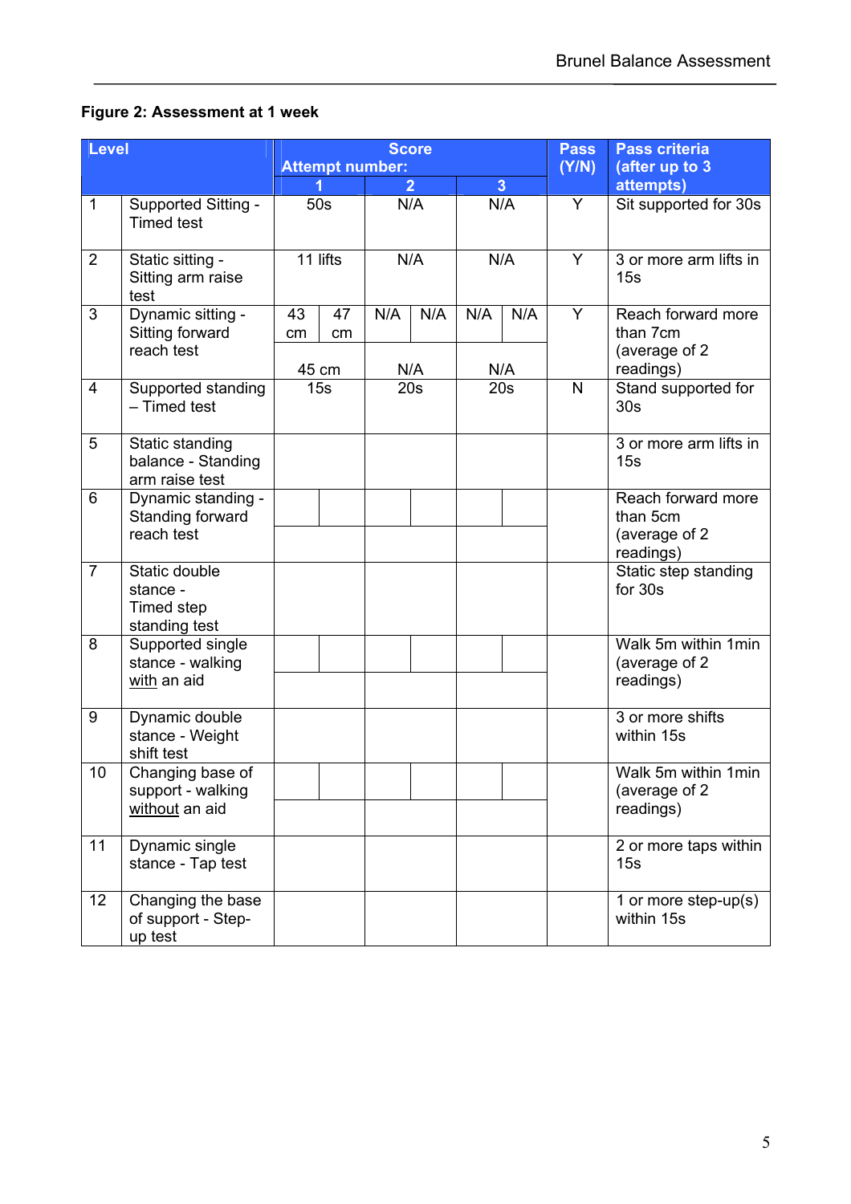**Figure 2: Assessment at 1 week**

| Level | | Score Attempt number: 1 | | 2 | | 3 | | Pass (Y/N) | Pass criteria (after up to 3 attempts) |
|---|---|---|---|---|---|---|---|---|---|
| 1 | Supported Sitting - Timed test | 50s | | N/A | | N/A | | Y | Sit supported for 30s |
| 2 | Static sitting - Sitting arm raise test | 11 lifts | | N/A | | N/A | | Y | 3 or more arm lifts in 15s |
| 3 | Dynamic sitting - Sitting forward reach test | 43 cm | 47 cm | N/A | N/A | N/A | N/A | Y | Reach forward more than 7cm (average of 2 readings) |
| | | 45 cm | | N/A | | N/A | | | |
| 4 | Supported standing – Timed test | 15s | | 20s | | 20s | | N | Stand supported for 30s |
| 5 | Static standing balance - Standing arm raise test | | | | | | | | 3 or more arm lifts in 15s |
| 6 | Dynamic standing - Standing forward reach test | | | | | | | | Reach forward more than 5cm (average of 2 readings) |
| 7 | Static double stance - Timed step standing test | | | | | | | | Static step standing for 30s |
| 8 | Supported single stance - walking with an aid | | | | | | | | Walk 5m within 1min (average of 2 readings) |
| 9 | Dynamic double stance - Weight shift test | | | | | | | | 3 or more shifts within 15s |
| 10 | Changing base of support - walking without an aid | | | | | | | | Walk 5m within 1min (average of 2 readings) |
| 11 | Dynamic single stance - Tap test | | | | | | | | 2 or more taps within 15s |
| 12 | Changing the base of support - Step-up test | | | | | | | | 1 or more step-up(s) within 15s |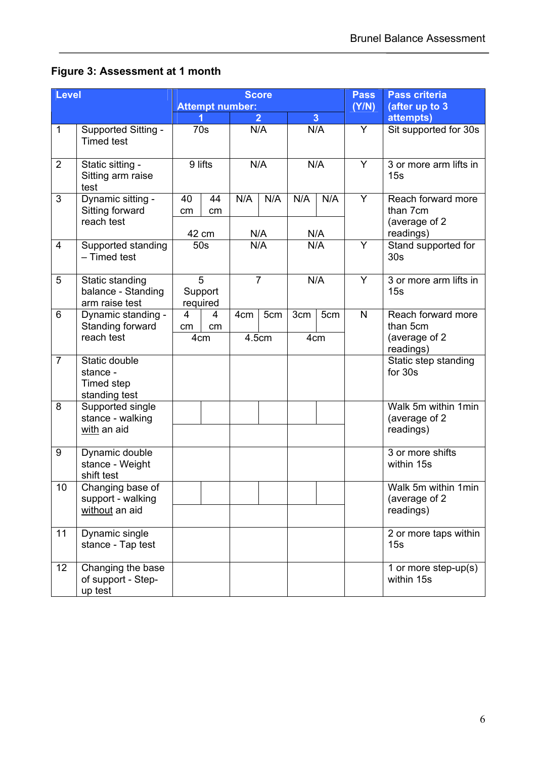**Figure 3: Assessment at 1 month**

| Level | | Score Attempt number: 1 | | 2 | | 3 | | Pass (Y/N) | Pass criteria (after up to 3 attempts) |
|---|---|---|---|---|---|---|---|---|---|
| 1 | Supported Sitting - Timed test | 70s | | N/A | | N/A | | Y | Sit supported for 30s |
| 2 | Static sitting - Sitting arm raise test | 9 lifts | | N/A | | N/A | | Y | 3 or more arm lifts in 15s |
| 3 | Dynamic sitting - Sitting forward reach test | 40 cm | 44 cm | N/A | N/A | N/A | N/A | Y | Reach forward more than 7cm (average of 2 readings) |
| | | 42 cm | | N/A | | N/A | | | |
| 4 | Supported standing – Timed test | 50s | | N/A | | N/A | | Y | Stand supported for 30s |
| 5 | Static standing balance - Standing arm raise test | 5 Support required | | 7 | | N/A | | Y | 3 or more arm lifts in 15s |
| 6 | Dynamic standing - Standing forward reach test | 4 cm | 4 cm | 4cm | 5cm | 3cm | 5cm | N | Reach forward more than 5cm (average of 2 readings) |
| | | 4cm | | 4.5cm | | 4cm | | | |
| 7 | Static double stance - Timed step standing test | | | | | | | | Static step standing for 30s |
| 8 | Supported single stance - walking with an aid | | | | | | | | Walk 5m within 1min (average of 2 readings) |
| | | | | | | | | | |
| 9 | Dynamic double stance - Weight shift test | | | | | | | | 3 or more shifts within 15s |
| 10 | Changing base of support - walking without an aid | | | | | | | | Walk 5m within 1min (average of 2 readings) |
| | | | | | | | | | |
| 11 | Dynamic single stance - Tap test | | | | | | | | 2 or more taps within 15s |
| 12 | Changing the base of support - Step-up test | | | | | | | | 1 or more step-up(s) within 15s |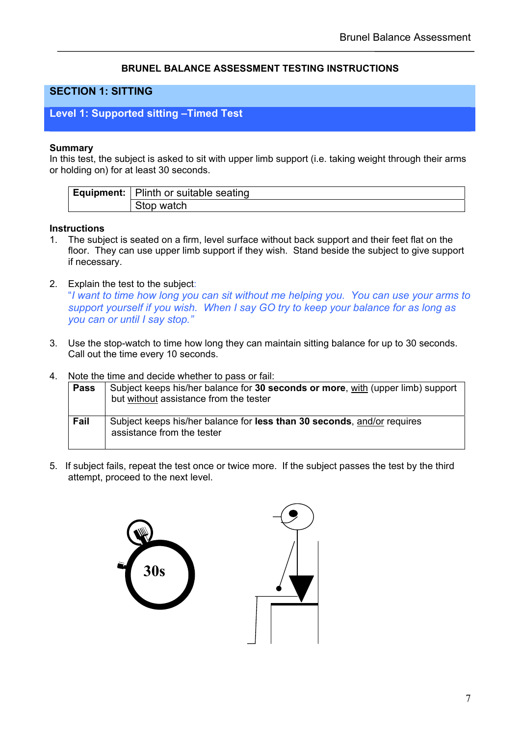## BRUNEL BALANCE ASSESSMENT TESTING INSTRUCTIONS

## SECTION 1: SITTING

### Level 1: Supported sitting –Timed Test

**Summary**
In this test, the subject is asked to sit with upper limb support (i.e. taking weight through their arms or holding on) for at least 30 seconds.

| **Equipment:** | Plinth or suitable seating |
|---|---|
| | Stop watch |

**Instructions**

1. The subject is seated on a firm, level surface without back support and their feet flat on the floor. They can use upper limb support if they wish. Stand beside the subject to give support if necessary.

2. Explain the test to the subject:
   *"I want to time how long you can sit without me helping you. You can use your arms to support yourself if you wish. When I say GO try to keep your balance for as long as you can or until I say stop."*

3. Use the stop-watch to time how long they can maintain sitting balance for up to 30 seconds. Call out the time every 10 seconds.

4. Note the time and decide whether to pass or fail:

| | |
|---|---|
| **Pass** | Subject keeps his/her balance for **30 seconds or more**, with (upper limb) support but without assistance from the tester |
| **Fail** | Subject keeps his/her balance for **less than 30 seconds**, and/or requires assistance from the tester |

5. If subject fails, repeat the test once or twice more. If the subject passes the test by the third attempt, proceed to the next level.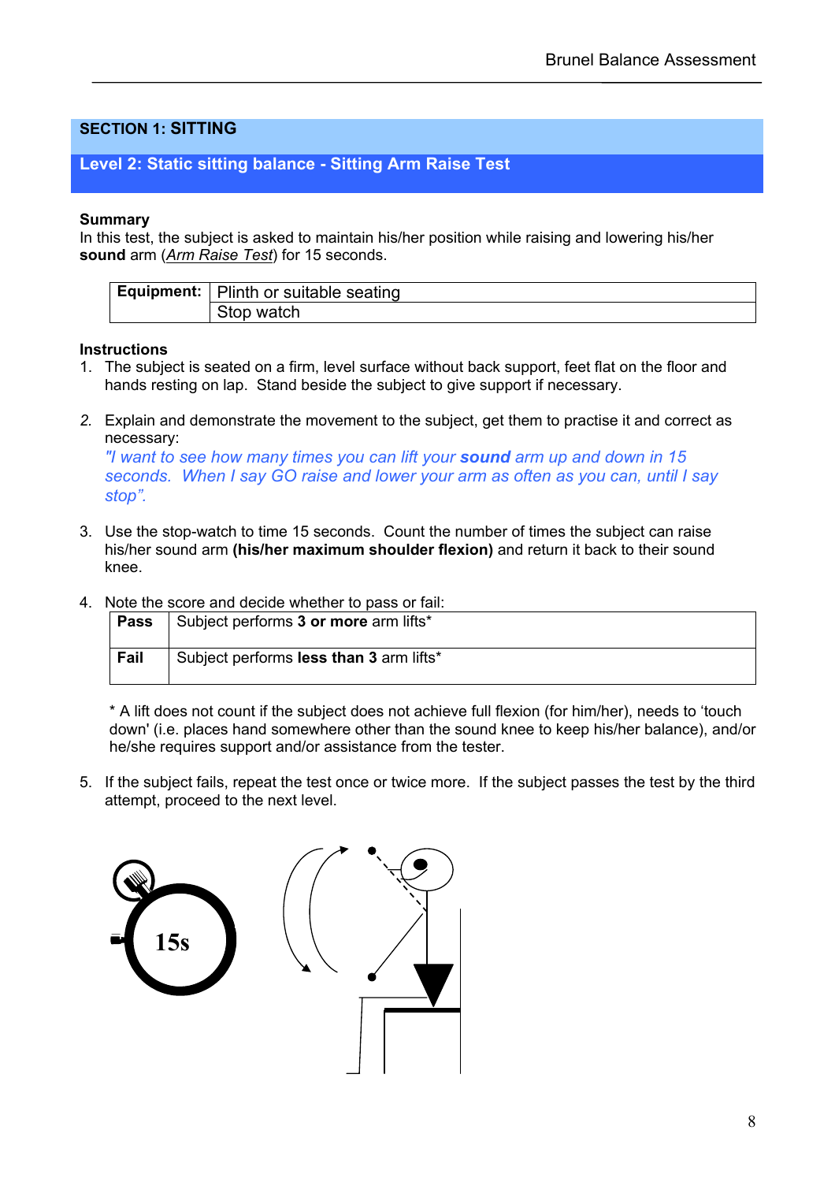## SECTION 1: SITTING

### Level 2: Static sitting balance - Sitting Arm Raise Test

**Summary**
In this test, the subject is asked to maintain his/her position while raising and lowering his/her **sound** arm (*Arm Raise Test*) for 15 seconds.

| **Equipment:** | Plinth or suitable seating |
|---|---|
| | Stop watch |

**Instructions**

1. The subject is seated on a firm, level surface without back support, feet flat on the floor and hands resting on lap. Stand beside the subject to give support if necessary.

2. Explain and demonstrate the movement to the subject, get them to practise it and correct as necessary:
   *"I want to see how many times you can lift your **sound** arm up and down in 15 seconds. When I say GO raise and lower your arm as often as you can, until I say stop".*

3. Use the stop-watch to time 15 seconds. Count the number of times the subject can raise his/her sound arm **(his/her maximum shoulder flexion)** and return it back to their sound knee.

4. Note the score and decide whether to pass or fail:

| **Pass** | Subject performs **3 or more** arm lifts* |
|---|---|
| **Fail** | Subject performs **less than 3** arm lifts* |

   * A lift does not count if the subject does not achieve full flexion (for him/her), needs to 'touch down' (i.e. places hand somewhere other than the sound knee to keep his/her balance), and/or he/she requires support and/or assistance from the tester.

5. If the subject fails, repeat the test once or twice more. If the subject passes the test by the third attempt, proceed to the next level.

15s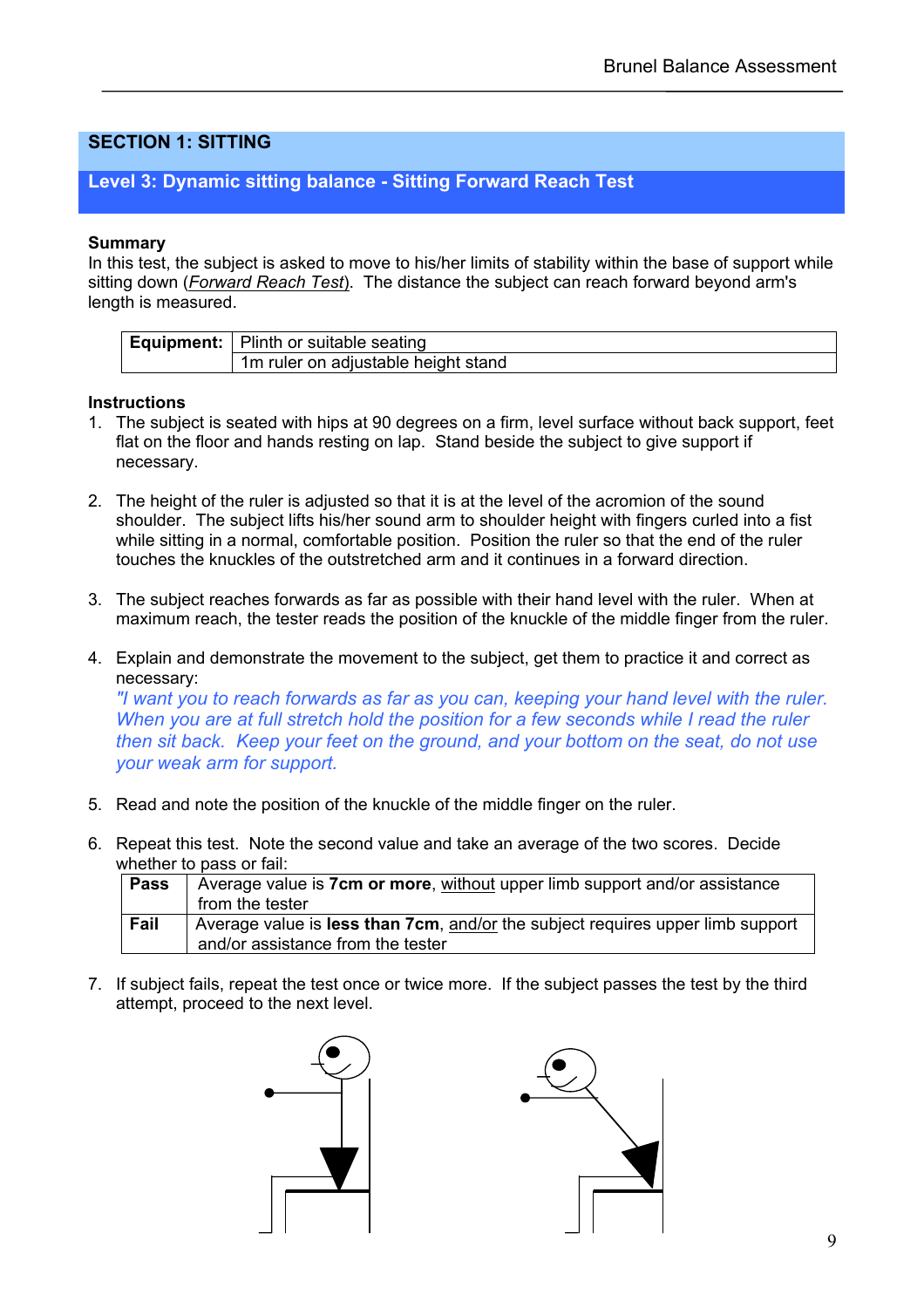## SECTION 1: SITTING

### Level 3: Dynamic sitting balance - Sitting Forward Reach Test

**Summary**
In this test, the subject is asked to move to his/her limits of stability within the base of support while sitting down (*Forward Reach Test*). The distance the subject can reach forward beyond arm's length is measured.

| **Equipment:** | Plinth or suitable seating |
|---|---|
| | 1m ruler on adjustable height stand |

**Instructions**

1. The subject is seated with hips at 90 degrees on a firm, level surface without back support, feet flat on the floor and hands resting on lap. Stand beside the subject to give support if necessary.

2. The height of the ruler is adjusted so that it is at the level of the acromion of the sound shoulder. The subject lifts his/her sound arm to shoulder height with fingers curled into a fist while sitting in a normal, comfortable position. Position the ruler so that the end of the ruler touches the knuckles of the outstretched arm and it continues in a forward direction.

3. The subject reaches forwards as far as possible with their hand level with the ruler. When at maximum reach, the tester reads the position of the knuckle of the middle finger from the ruler.

4. Explain and demonstrate the movement to the subject, get them to practice it and correct as necessary:
   *"I want you to reach forwards as far as you can, keeping your hand level with the ruler. When you are at full stretch hold the position for a few seconds while I read the ruler then sit back. Keep your feet on the ground, and your bottom on the seat, do not use your weak arm for support.*

5. Read and note the position of the knuckle of the middle finger on the ruler.

6. Repeat this test. Note the second value and take an average of the two scores. Decide whether to pass or fail:

| **Pass** | Average value is **7cm or more**, without upper limb support and/or assistance from the tester |
|---|---|
| **Fail** | Average value is **less than 7cm**, and/or the subject requires upper limb support and/or assistance from the tester |

7. If subject fails, repeat the test once or twice more. If the subject passes the test by the third attempt, proceed to the next level.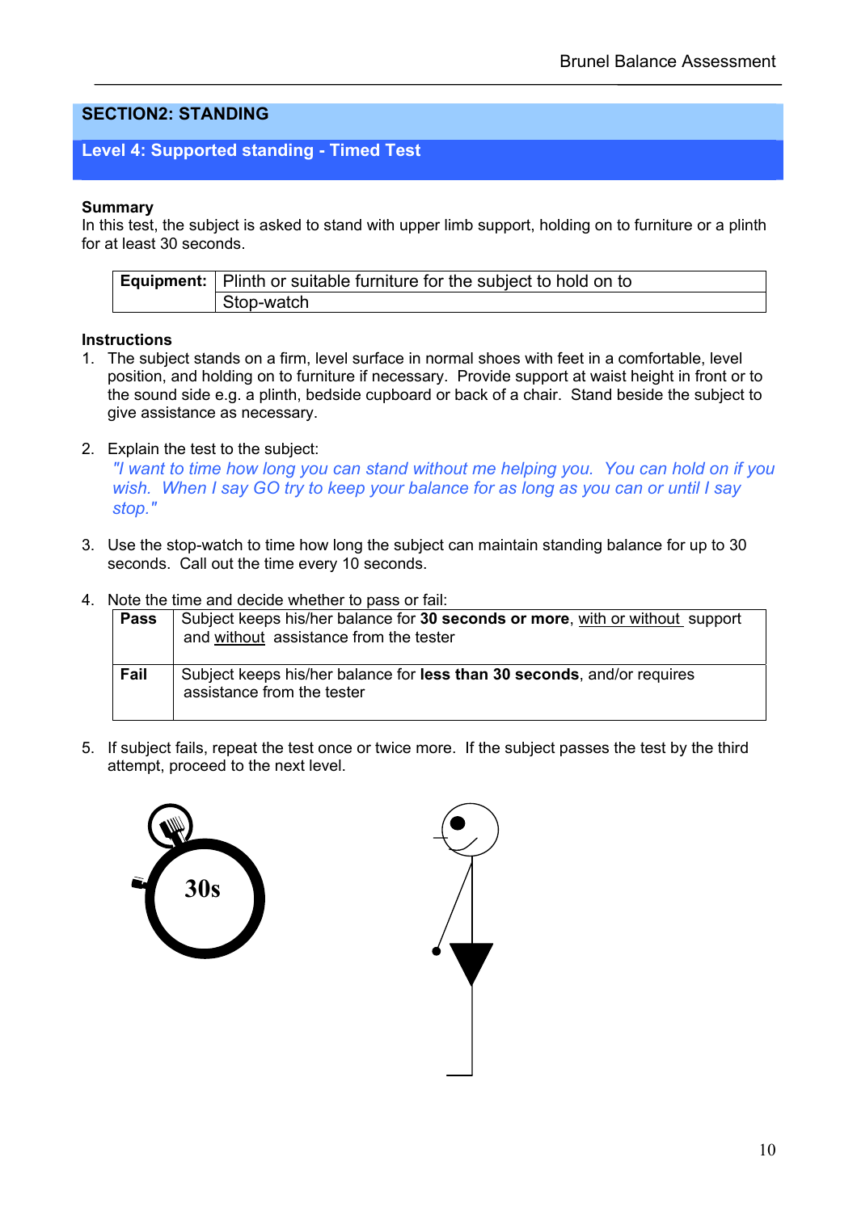## SECTION2: STANDING

### Level 4: Supported standing - Timed Test

**Summary**
In this test, the subject is asked to stand with upper limb support, holding on to furniture or a plinth for at least 30 seconds.

| **Equipment:** | Plinth or suitable furniture for the subject to hold on to |
|---|---|
| | Stop-watch |

**Instructions**

1. The subject stands on a firm, level surface in normal shoes with feet in a comfortable, level position, and holding on to furniture if necessary. Provide support at waist height in front or to the sound side e.g. a plinth, bedside cupboard or back of a chair. Stand beside the subject to give assistance as necessary.

2. Explain the test to the subject:
   *"I want to time how long you can stand without me helping you. You can hold on if you wish. When I say GO try to keep your balance for as long as you can or until I say stop."*

3. Use the stop-watch to time how long the subject can maintain standing balance for up to 30 seconds. Call out the time every 10 seconds.

4. Note the time and decide whether to pass or fail:

| | |
|---|---|
| **Pass** | Subject keeps his/her balance for **30 seconds or more**, with or without support and without assistance from the tester |
| **Fail** | Subject keeps his/her balance for **less than 30 seconds**, and/or requires assistance from the tester |

5. If subject fails, repeat the test once or twice more. If the subject passes the test by the third attempt, proceed to the next level.

30s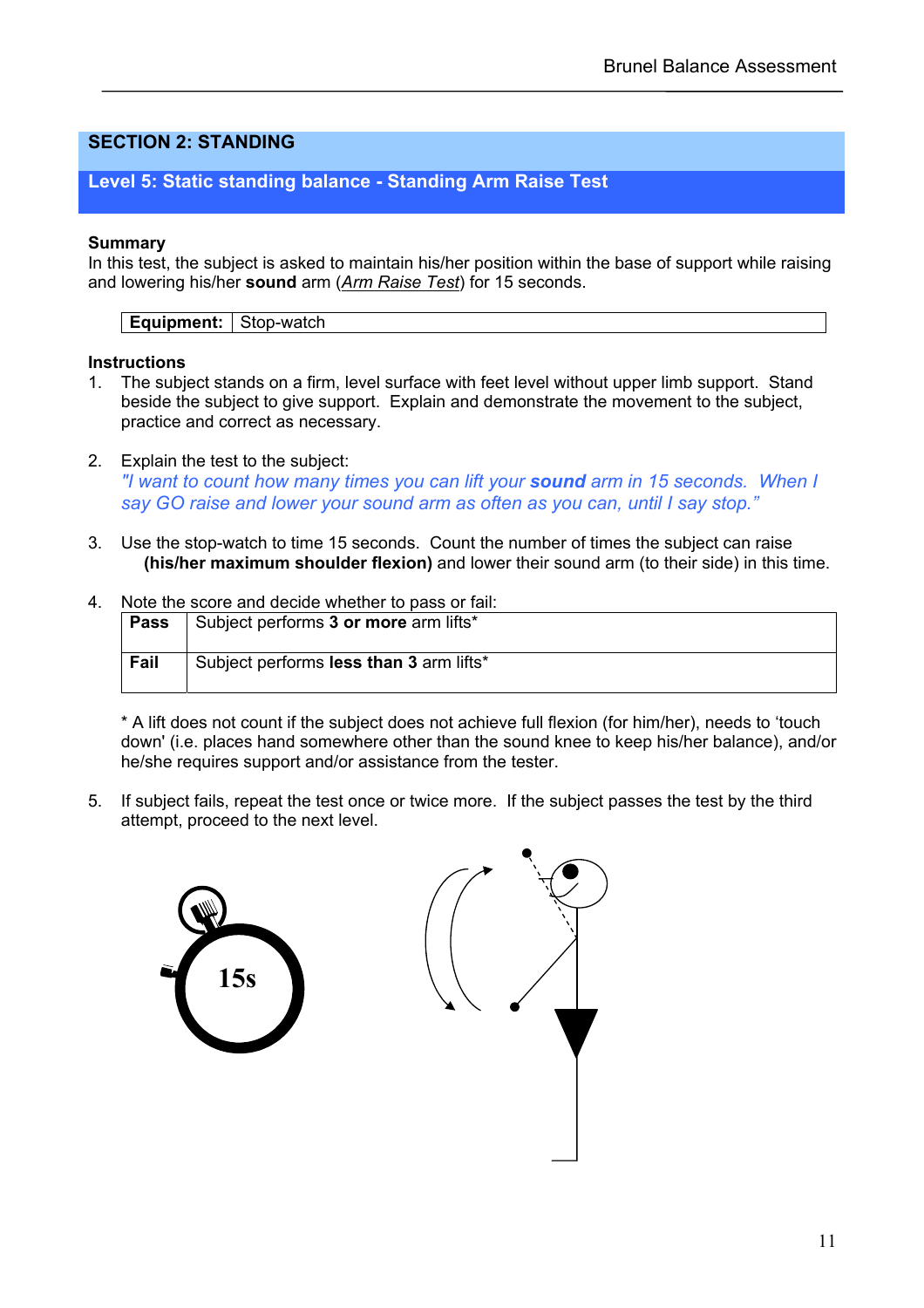## SECTION 2: STANDING

### Level 5: Static standing balance - Standing Arm Raise Test

**Summary**

In this test, the subject is asked to maintain his/her position within the base of support while raising and lowering his/her **sound** arm (*Arm Raise Test*) for 15 seconds.

| **Equipment:** | Stop-watch |
|---|---|

**Instructions**

1. The subject stands on a firm, level surface with feet level without upper limb support. Stand beside the subject to give support. Explain and demonstrate the movement to the subject, practice and correct as necessary.

2. Explain the test to the subject:
   *"I want to count how many times you can lift your **sound** arm in 15 seconds. When I say GO raise and lower your sound arm as often as you can, until I say stop."*

3. Use the stop-watch to time 15 seconds. Count the number of times the subject can raise **(his/her maximum shoulder flexion)** and lower their sound arm (to their side) in this time.

4. Note the score and decide whether to pass or fail:

| **Pass** | Subject performs **3 or more** arm lifts* |
|---|---|
| **Fail** | Subject performs **less than 3** arm lifts* |

   * A lift does not count if the subject does not achieve full flexion (for him/her), needs to 'touch down' (i.e. places hand somewhere other than the sound knee to keep his/her balance), and/or he/she requires support and/or assistance from the tester.

5. If subject fails, repeat the test once or twice more. If the subject passes the test by the third attempt, proceed to the next level.

15s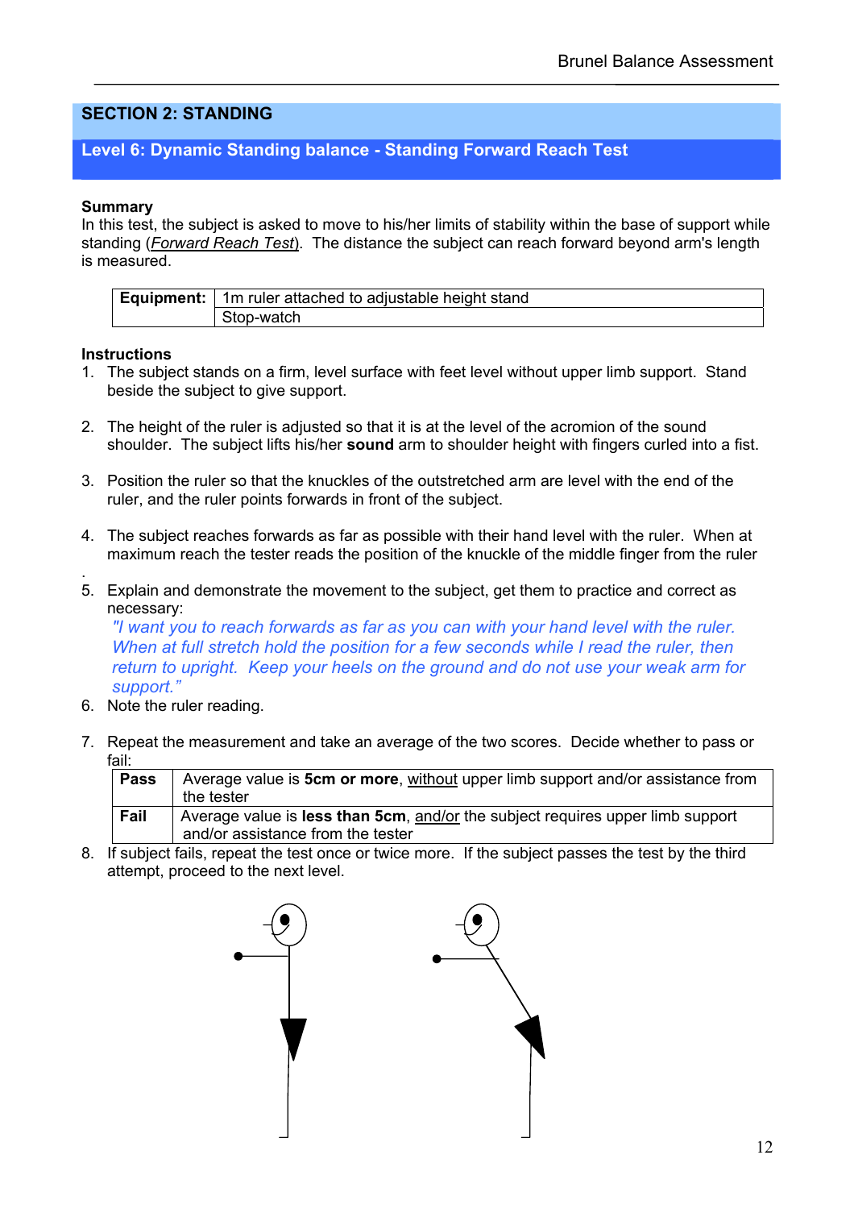## SECTION 2: STANDING

### Level 6: Dynamic Standing balance - Standing Forward Reach Test

**Summary**
In this test, the subject is asked to move to his/her limits of stability within the base of support while standing (*Forward Reach Test*). The distance the subject can reach forward beyond arm's length is measured.

| **Equipment:** | 1m ruler attached to adjustable height stand |
|---|---|
| | Stop-watch |

**Instructions**

1. The subject stands on a firm, level surface with feet level without upper limb support. Stand beside the subject to give support.

2. The height of the ruler is adjusted so that it is at the level of the acromion of the sound shoulder. The subject lifts his/her **sound** arm to shoulder height with fingers curled into a fist.

3. Position the ruler so that the knuckles of the outstretched arm are level with the end of the ruler, and the ruler points forwards in front of the subject.

4. The subject reaches forwards as far as possible with their hand level with the ruler. When at maximum reach the tester reads the position of the knuckle of the middle finger from the ruler

.

5. Explain and demonstrate the movement to the subject, get them to practice and correct as necessary:
   *"I want you to reach forwards as far as you can with your hand level with the ruler. When at full stretch hold the position for a few seconds while I read the ruler, then return to upright. Keep your heels on the ground and do not use your weak arm for support."*
6. Note the ruler reading.

7. Repeat the measurement and take an average of the two scores. Decide whether to pass or fail:

| **Pass** | Average value is **5cm or more**, without upper limb support and/or assistance from the tester |
|---|---|
| **Fail** | Average value is **less than 5cm**, and/or the subject requires upper limb support and/or assistance from the tester |

8. If subject fails, repeat the test once or twice more. If the subject passes the test by the third attempt, proceed to the next level.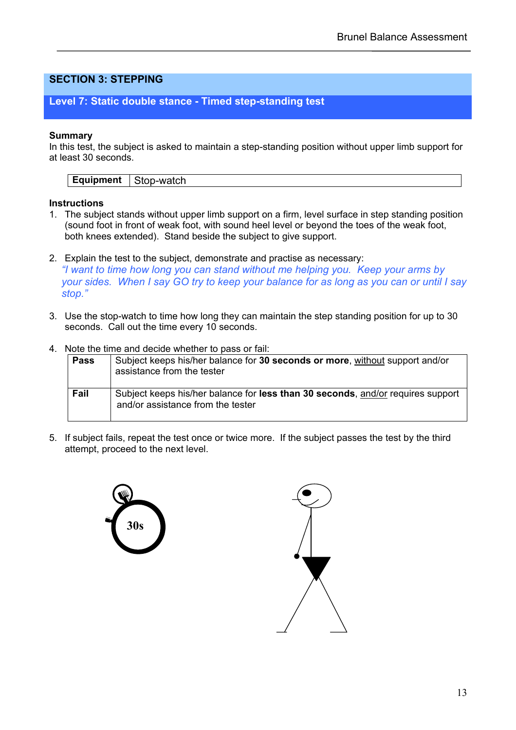## SECTION 3: STEPPING

### Level 7: Static double stance - Timed step-standing test

**Summary**
In this test, the subject is asked to maintain a step-standing position without upper limb support for at least 30 seconds.

| **Equipment** | Stop-watch |
|---|---|

**Instructions**

1. The subject stands without upper limb support on a firm, level surface in step standing position (sound foot in front of weak foot, with sound heel level or beyond the toes of the weak foot, both knees extended). Stand beside the subject to give support.

2. Explain the test to the subject, demonstrate and practise as necessary:
   *"I want to time how long you can stand without me helping you. Keep your arms by your sides. When I say GO try to keep your balance for as long as you can or until I say stop."*

3. Use the stop-watch to time how long they can maintain the step standing position for up to 30 seconds. Call out the time every 10 seconds.

4. Note the time and decide whether to pass or fail:

| | |
|---|---|
| **Pass** | Subject keeps his/her balance for **30 seconds or more**, without support and/or assistance from the tester |
| **Fail** | Subject keeps his/her balance for **less than 30 seconds**, and/or requires support and/or assistance from the tester |

5. If subject fails, repeat the test once or twice more. If the subject passes the test by the third attempt, proceed to the next level.

30s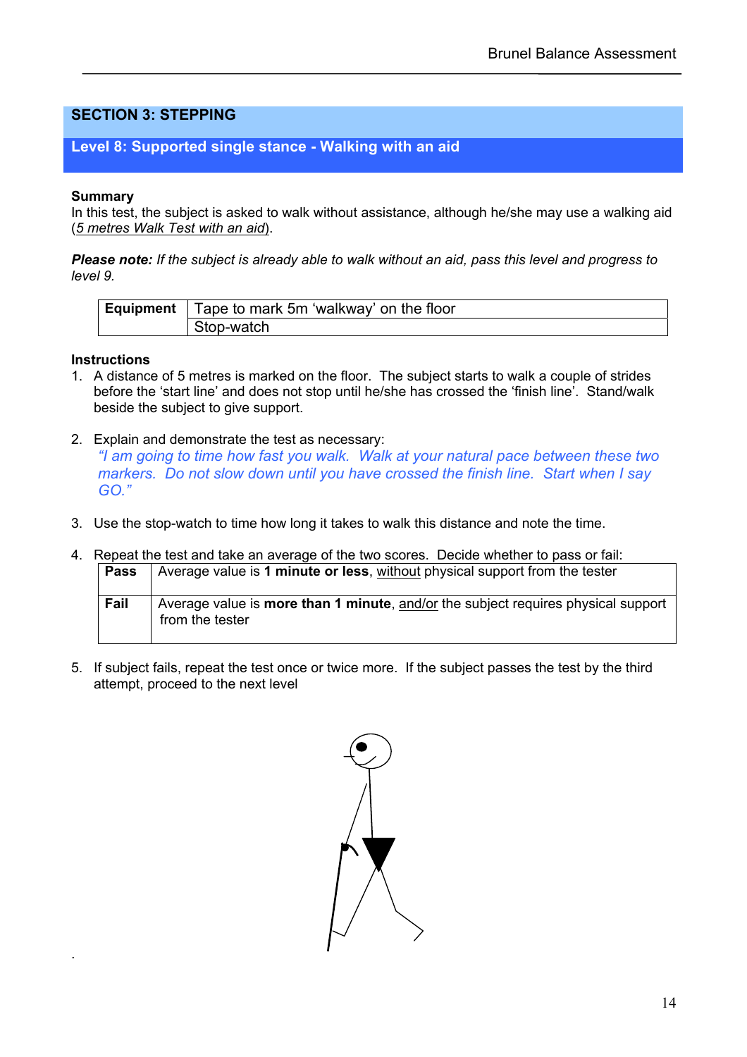## SECTION 3: STEPPING

### Level 8: Supported single stance - Walking with an aid

**Summary**

In this test, the subject is asked to walk without assistance, although he/she may use a walking aid (5 metres Walk Test with an aid).

***Please note:*** *If the subject is already able to walk without an aid, pass this level and progress to level 9.*

| **Equipment** | Tape to mark 5m 'walkway' on the floor |
|---|---|
| | Stop-watch |

**Instructions**

1. A distance of 5 metres is marked on the floor. The subject starts to walk a couple of strides before the 'start line' and does not stop until he/she has crossed the 'finish line'. Stand/walk beside the subject to give support.

2. Explain and demonstrate the test as necessary:
   *"I am going to time how fast you walk. Walk at your natural pace between these two markers. Do not slow down until you have crossed the finish line. Start when I say GO."*

3. Use the stop-watch to time how long it takes to walk this distance and note the time.

4. Repeat the test and take an average of the two scores. Decide whether to pass or fail:

| | |
|---|---|
| **Pass** | Average value is **1 minute or less**, without physical support from the tester |
| **Fail** | Average value is **more than 1 minute**, and/or the subject requires physical support from the tester |

5. If subject fails, repeat the test once or twice more. If the subject passes the test by the third attempt, proceed to the next level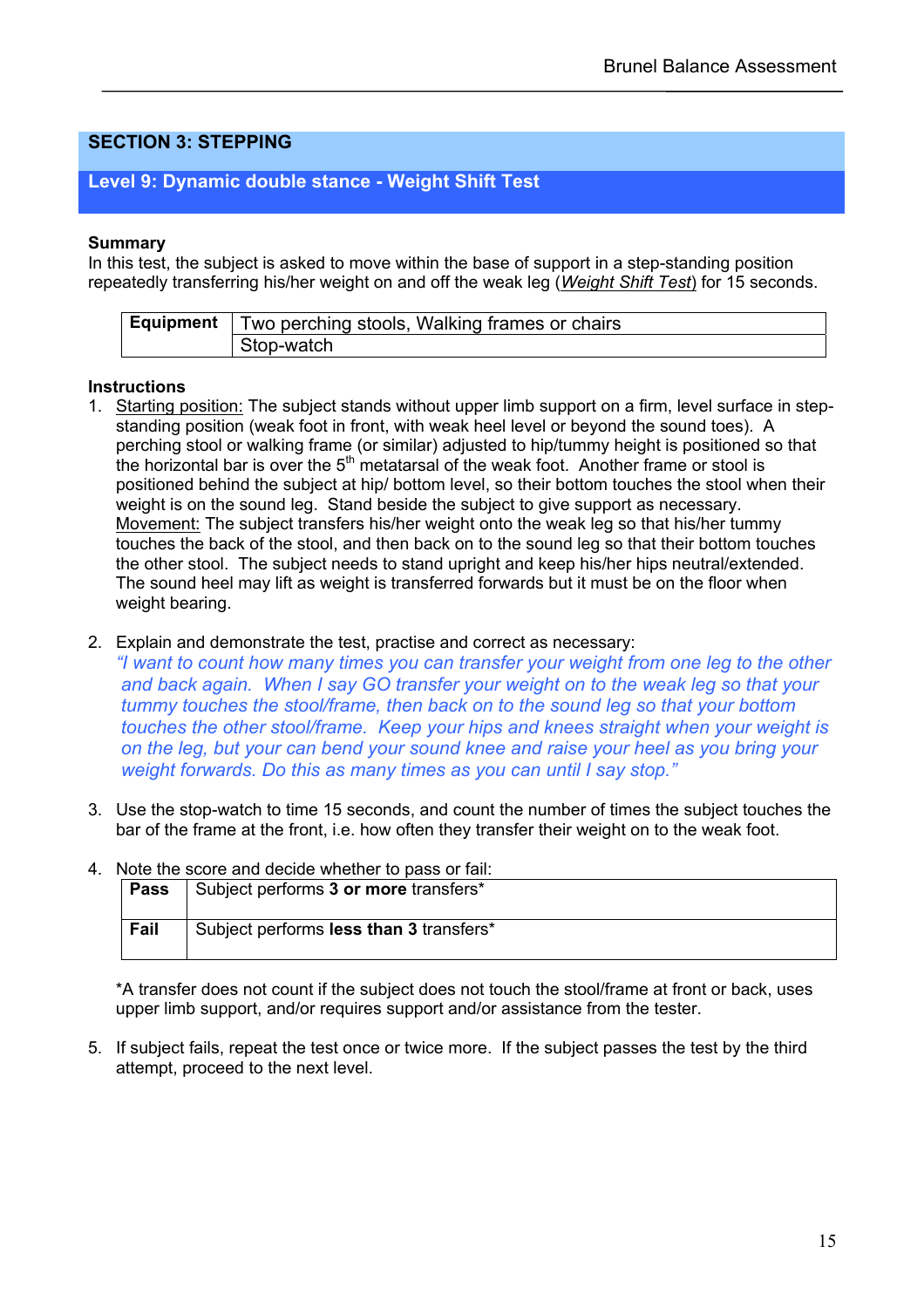## SECTION 3: STEPPING

### Level 9: Dynamic double stance - Weight Shift Test

**Summary**

In this test, the subject is asked to move within the base of support in a step-standing position repeatedly transferring his/her weight on and off the weak leg (*Weight Shift Test*) for 15 seconds.

| **Equipment** | Two perching stools, Walking frames or chairs |
|---|---|
| | Stop-watch |

**Instructions**

1. Starting position: The subject stands without upper limb support on a firm, level surface in step-standing position (weak foot in front, with weak heel level or beyond the sound toes). A perching stool or walking frame (or similar) adjusted to hip/tummy height is positioned so that the horizontal bar is over the 5th metatarsal of the weak foot. Another frame or stool is positioned behind the subject at hip/ bottom level, so their bottom touches the stool when their weight is on the sound leg. Stand beside the subject to give support as necessary.
   Movement: The subject transfers his/her weight onto the weak leg so that his/her tummy touches the back of the stool, and then back on to the sound leg so that their bottom touches the other stool. The subject needs to stand upright and keep his/her hips neutral/extended. The sound heel may lift as weight is transferred forwards but it must be on the floor when weight bearing.

2. Explain and demonstrate the test, practise and correct as necessary:
   *"I want to count how many times you can transfer your weight from one leg to the other and back again. When I say GO transfer your weight on to the weak leg so that your tummy touches the stool/frame, then back on to the sound leg so that your bottom touches the other stool/frame. Keep your hips and knees straight when your weight is on the leg, but your can bend your sound knee and raise your heel as you bring your weight forwards. Do this as many times as you can until I say stop."*

3. Use the stop-watch to time 15 seconds, and count the number of times the subject touches the bar of the frame at the front, i.e. how often they transfer their weight on to the weak foot.

4. Note the score and decide whether to pass or fail:

| | |
|---|---|
| **Pass** | Subject performs **3 or more** transfers* |
| **Fail** | Subject performs **less than 3** transfers* |

   *A transfer does not count if the subject does not touch the stool/frame at front or back, uses upper limb support, and/or requires support and/or assistance from the tester.

5. If subject fails, repeat the test once or twice more. If the subject passes the test by the third attempt, proceed to the next level.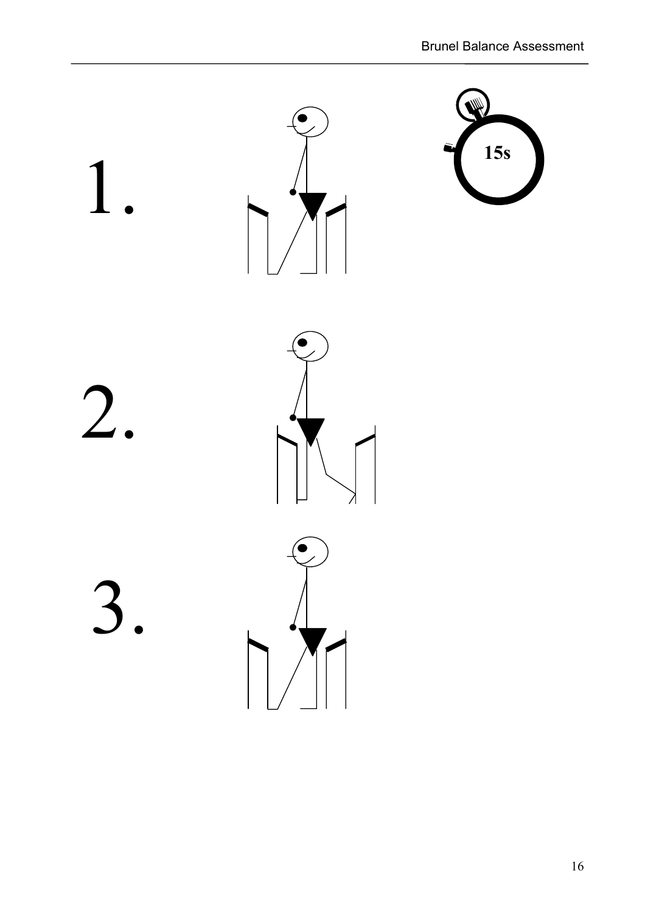1.

15s

2.

3.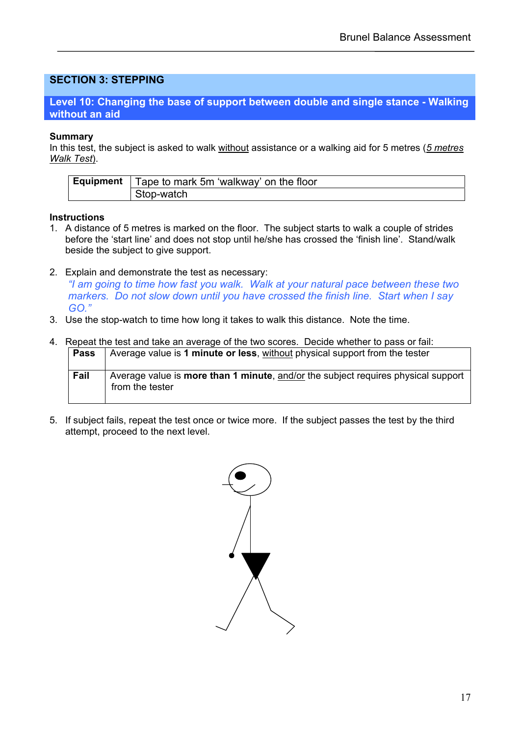## SECTION 3: STEPPING

### Level 10: Changing the base of support between double and single stance - Walking without an aid

**Summary**
In this test, the subject is asked to walk without assistance or a walking aid for 5 metres (*5 metres Walk Test*).

| **Equipment** | Tape to mark 5m 'walkway' on the floor |
|---|---|
| | Stop-watch |

**Instructions**

1. A distance of 5 metres is marked on the floor. The subject starts to walk a couple of strides before the 'start line' and does not stop until he/she has crossed the 'finish line'. Stand/walk beside the subject to give support.

2. Explain and demonstrate the test as necessary:
   *"I am going to time how fast you walk. Walk at your natural pace between these two markers. Do not slow down until you have crossed the finish line. Start when I say GO."*
3. Use the stop-watch to time how long it takes to walk this distance. Note the time.

4. Repeat the test and take an average of the two scores. Decide whether to pass or fail:

| **Pass** | Average value is **1 minute or less**, without physical support from the tester |
|---|---|
| **Fail** | Average value is **more than 1 minute**, and/or the subject requires physical support from the tester |

5. If subject fails, repeat the test once or twice more. If the subject passes the test by the third attempt, proceed to the next level.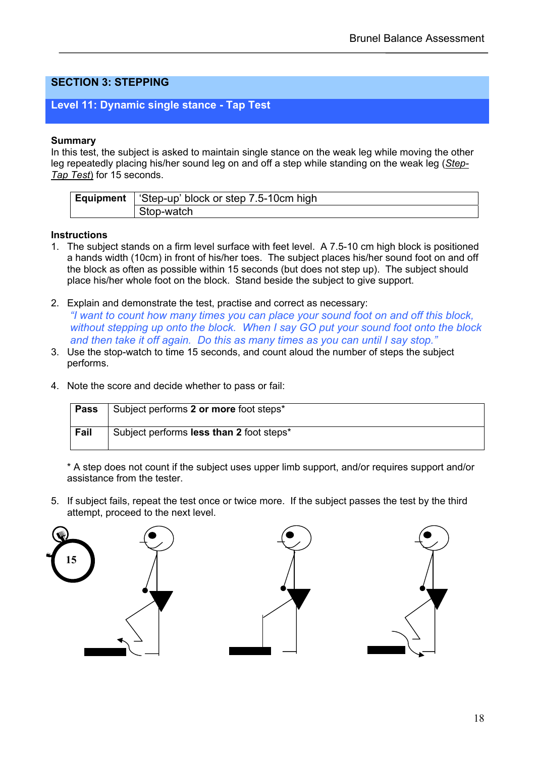## SECTION 3: STEPPING

### Level 11: Dynamic single stance - Tap Test

**Summary**
In this test, the subject is asked to maintain single stance on the weak leg while moving the other leg repeatedly placing his/her sound leg on and off a step while standing on the weak leg (*Step-Tap Test*) for 15 seconds.

| **Equipment** | 'Step-up' block or step 7.5-10cm high |
|---|---|
| | Stop-watch |

**Instructions**

1. The subject stands on a firm level surface with feet level. A 7.5-10 cm high block is positioned a hands width (10cm) in front of his/her toes. The subject places his/her sound foot on and off the block as often as possible within 15 seconds (but does not step up). The subject should place his/her whole foot on the block. Stand beside the subject to give support.

2. Explain and demonstrate the test, practise and correct as necessary:
   *"I want to count how many times you can place your sound foot on and off this block, without stepping up onto the block. When I say GO put your sound foot onto the block and then take it off again. Do this as many times as you can until I say stop."*
3. Use the stop-watch to time 15 seconds, and count aloud the number of steps the subject performs.

4. Note the score and decide whether to pass or fail:

| **Pass** | Subject performs **2 or more** foot steps* |
|---|---|
| **Fail** | Subject performs **less than 2** foot steps* |

\* A step does not count if the subject uses upper limb support, and/or requires support and/or assistance from the tester.

5. If subject fails, repeat the test once or twice more. If the subject passes the test by the third attempt, proceed to the next level.

15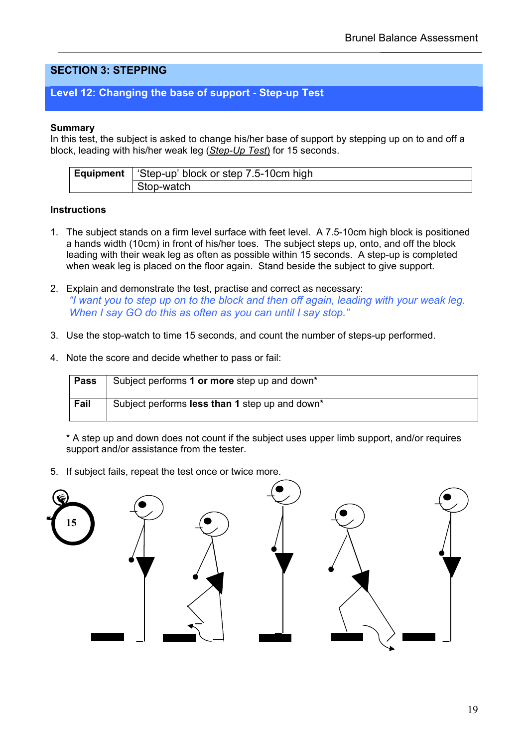## SECTION 3: STEPPING

### Level 12: Changing the base of support - Step-up Test

**Summary**
In this test, the subject is asked to change his/her base of support by stepping up on to and off a block, leading with his/her weak leg (*Step-Up Test*) for 15 seconds.

| **Equipment** | 'Step-up' block or step 7.5-10cm high |
|---|---|
| | Stop-watch |

**Instructions**

1. The subject stands on a firm level surface with feet level. A 7.5-10cm high block is positioned a hands width (10cm) in front of his/her toes. The subject steps up, onto, and off the block leading with their weak leg as often as possible within 15 seconds. A step-up is completed when weak leg is placed on the floor again. Stand beside the subject to give support.

2. Explain and demonstrate the test, practise and correct as necessary:
   *"I want you to step up on to the block and then off again, leading with your weak leg. When I say GO do this as often as you can until I say stop."*

3. Use the stop-watch to time 15 seconds, and count the number of steps-up performed.

4. Note the score and decide whether to pass or fail:

| **Pass** | Subject performs **1 or more** step up and down* |
|---|---|
| **Fail** | Subject performs **less than 1** step up and down* |

   * A step up and down does not count if the subject uses upper limb support, and/or requires support and/or assistance from the tester.

5. If subject fails, repeat the test once or twice more.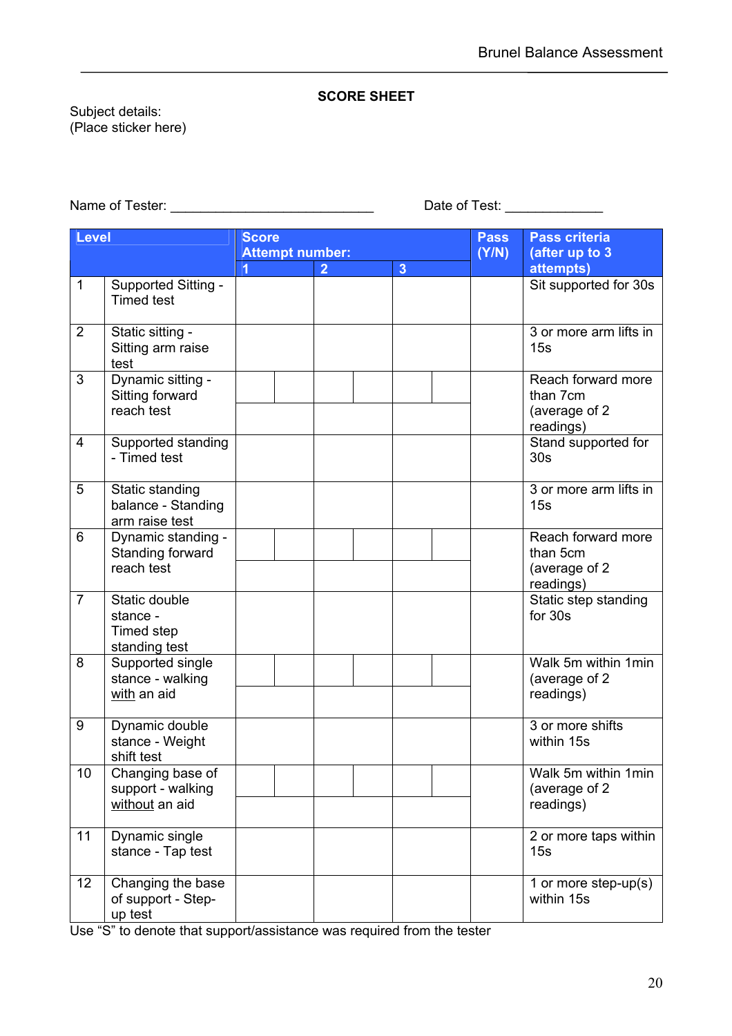## SCORE SHEET

Subject details:
(Place sticker here)

Name of Tester: ___________________________ Date of Test: _____________

| Level | | Score Attempt number: 1 | 2 | 3 | Pass (Y/N) | Pass criteria (after up to 3 attempts) |
|---|---|---|---|---|---|---|
| 1 | Supported Sitting - Timed test | | | | | Sit supported for 30s |
| 2 | Static sitting - Sitting arm raise test | | | | | 3 or more arm lifts in 15s |
| 3 | Dynamic sitting - Sitting forward reach test | | | | | Reach forward more than 7cm (average of 2 readings) |
| 4 | Supported standing - Timed test | | | | | Stand supported for 30s |
| 5 | Static standing balance - Standing arm raise test | | | | | 3 or more arm lifts in 15s |
| 6 | Dynamic standing - Standing forward reach test | | | | | Reach forward more than 5cm (average of 2 readings) |
| 7 | Static double stance - Timed step standing test | | | | | Static step standing for 30s |
| 8 | Supported single stance - walking with an aid | | | | | Walk 5m within 1min (average of 2 readings) |
| 9 | Dynamic double stance - Weight shift test | | | | | 3 or more shifts within 15s |
| 10 | Changing base of support - walking without an aid | | | | | Walk 5m within 1min (average of 2 readings) |
| 11 | Dynamic single stance - Tap test | | | | | 2 or more taps within 15s |
| 12 | Changing the base of support - Step-up test | | | | | 1 or more step-up(s) within 15s |

Use "S" to denote that support/assistance was required from the tester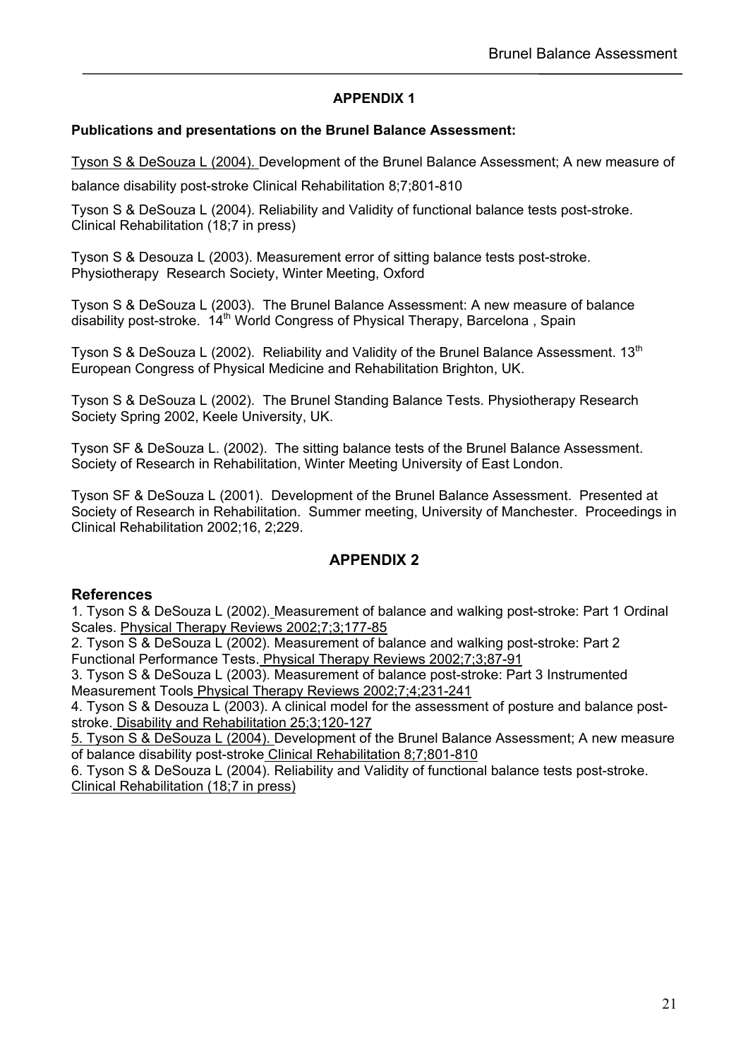## APPENDIX 1

**Publications and presentations on the Brunel Balance Assessment:**

Tyson S & DeSouza L (2004). Development of the Brunel Balance Assessment; A new measure of balance disability post-stroke Clinical Rehabilitation 8;7;801-810

Tyson S & DeSouza L (2004). Reliability and Validity of functional balance tests post-stroke. Clinical Rehabilitation (18;7 in press)

Tyson S & Desouza L (2003). Measurement error of sitting balance tests post-stroke. Physiotherapy Research Society, Winter Meeting, Oxford

Tyson S & DeSouza L (2003). The Brunel Balance Assessment: A new measure of balance disability post-stroke. 14th World Congress of Physical Therapy, Barcelona , Spain

Tyson S & DeSouza L (2002). Reliability and Validity of the Brunel Balance Assessment. 13th European Congress of Physical Medicine and Rehabilitation Brighton, UK.

Tyson S & DeSouza L (2002). The Brunel Standing Balance Tests. Physiotherapy Research Society Spring 2002, Keele University, UK.

Tyson SF & DeSouza L. (2002). The sitting balance tests of the Brunel Balance Assessment. Society of Research in Rehabilitation, Winter Meeting University of East London.

Tyson SF & DeSouza L (2001). Development of the Brunel Balance Assessment. Presented at Society of Research in Rehabilitation. Summer meeting, University of Manchester. Proceedings in Clinical Rehabilitation 2002;16, 2;229.

## APPENDIX 2

### References

1. Tyson S & DeSouza L (2002). Measurement of balance and walking post-stroke: Part 1 Ordinal Scales. Physical Therapy Reviews 2002;7;3;177-85
2. Tyson S & DeSouza L (2002). Measurement of balance and walking post-stroke: Part 2 Functional Performance Tests. Physical Therapy Reviews 2002;7;3;87-91
3. Tyson S & DeSouza L (2003). Measurement of balance post-stroke: Part 3 Instrumented Measurement Tools Physical Therapy Reviews 2002;7;4;231-241
4. Tyson S & Desouza L (2003). A clinical model for the assessment of posture and balance post-stroke. Disability and Rehabilitation 25;3;120-127
5. Tyson S & DeSouza L (2004). Development of the Brunel Balance Assessment; A new measure of balance disability post-stroke Clinical Rehabilitation 8;7;801-810
6. Tyson S & DeSouza L (2004). Reliability and Validity of functional balance tests post-stroke. Clinical Rehabilitation (18;7 in press)